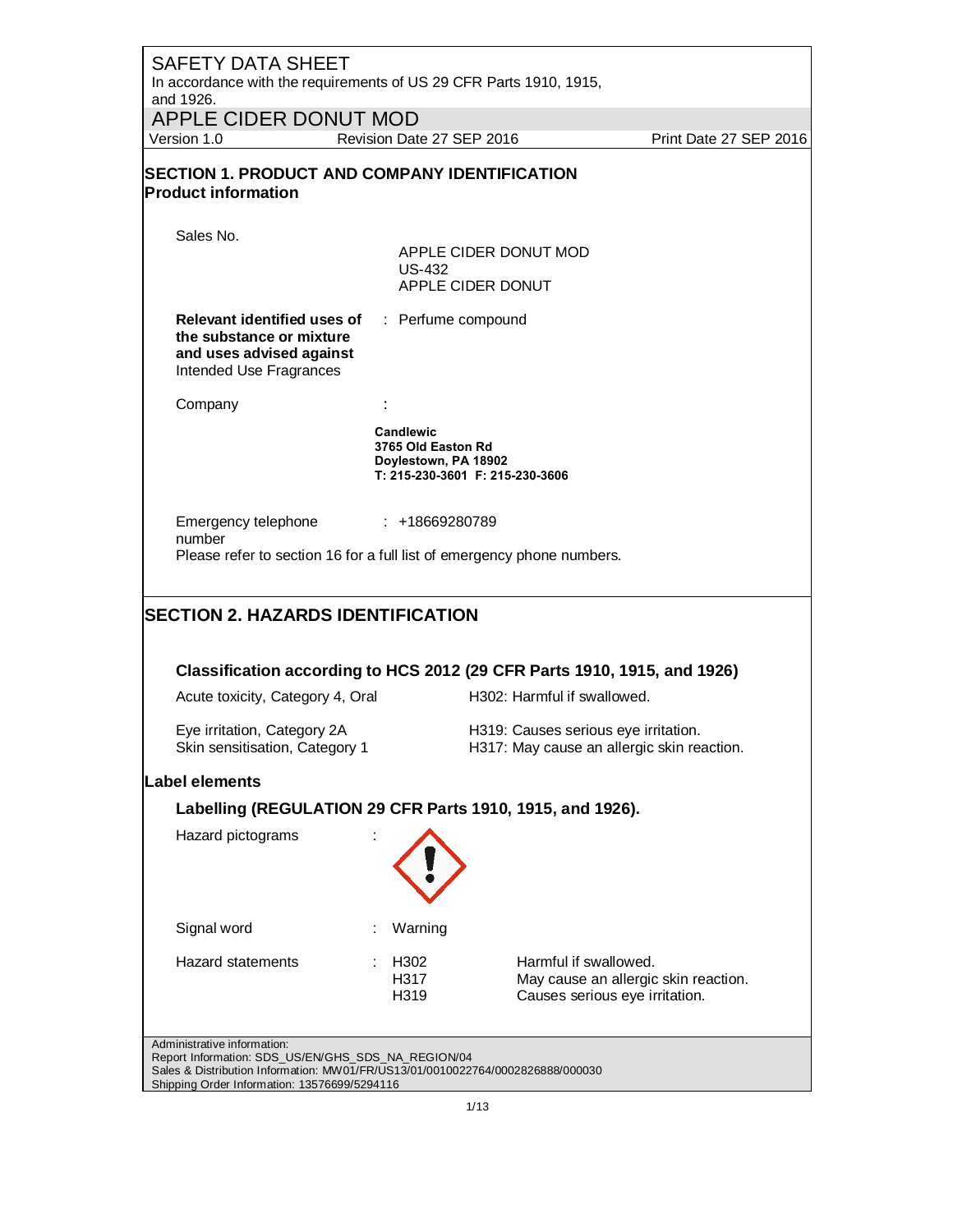# SAFETY DATA SHEET

In accordance with the requirements of US 29 CFR Parts 1910, 1915, and 1926.

## APPLE CIDER DONUT MOD

Version 1.0 | Revision Date 27 SEP 2016 | Print Date 27 SEP 2016

## SECTION 1. PRODUCT AND COMPANY IDENTIFICATION

### Product information

Sales No.

APPLE CIDER DONUT MOD
US-432
APPLE CIDER DONUT

**Relevant identified uses of the substance or mixture and uses advised against** : Perfume compound
Intended Use Fragrances

Company :

**Candlewic**
**3765 Old Easton Rd**
**Doylestown, PA 18902**
**T: 215-230-3601 F: 215-230-3606**

Emergency telephone number : +18669280789

Please refer to section 16 for a full list of emergency phone numbers.

## SECTION 2. HAZARDS IDENTIFICATION

### Classification according to HCS 2012 (29 CFR Parts 1910, 1915, and 1926)

| | |
|---|---|
| Acute toxicity, Category 4, Oral | H302: Harmful if swallowed. |
| Eye irritation, Category 2A | H319: Causes serious eye irritation. |
| Skin sensitisation, Category 1 | H317: May cause an allergic skin reaction. |

### Label elements

#### Labelling (REGULATION 29 CFR Parts 1910, 1915, and 1926).

Hazard pictograms :

Signal word : Warning

Hazard statements :

| | |
|---|---|
| H302 | Harmful if swallowed. |
| H317 | May cause an allergic skin reaction. |
| H319 | Causes serious eye irritation. |

Administrative information:
Report Information: SDS_US/EN/GHS_SDS_NA_REGION/04
Sales & Distribution Information: MW01/FR/US13/01/0010022764/0002826888/000030
Shipping Order Information: 13576699/5294116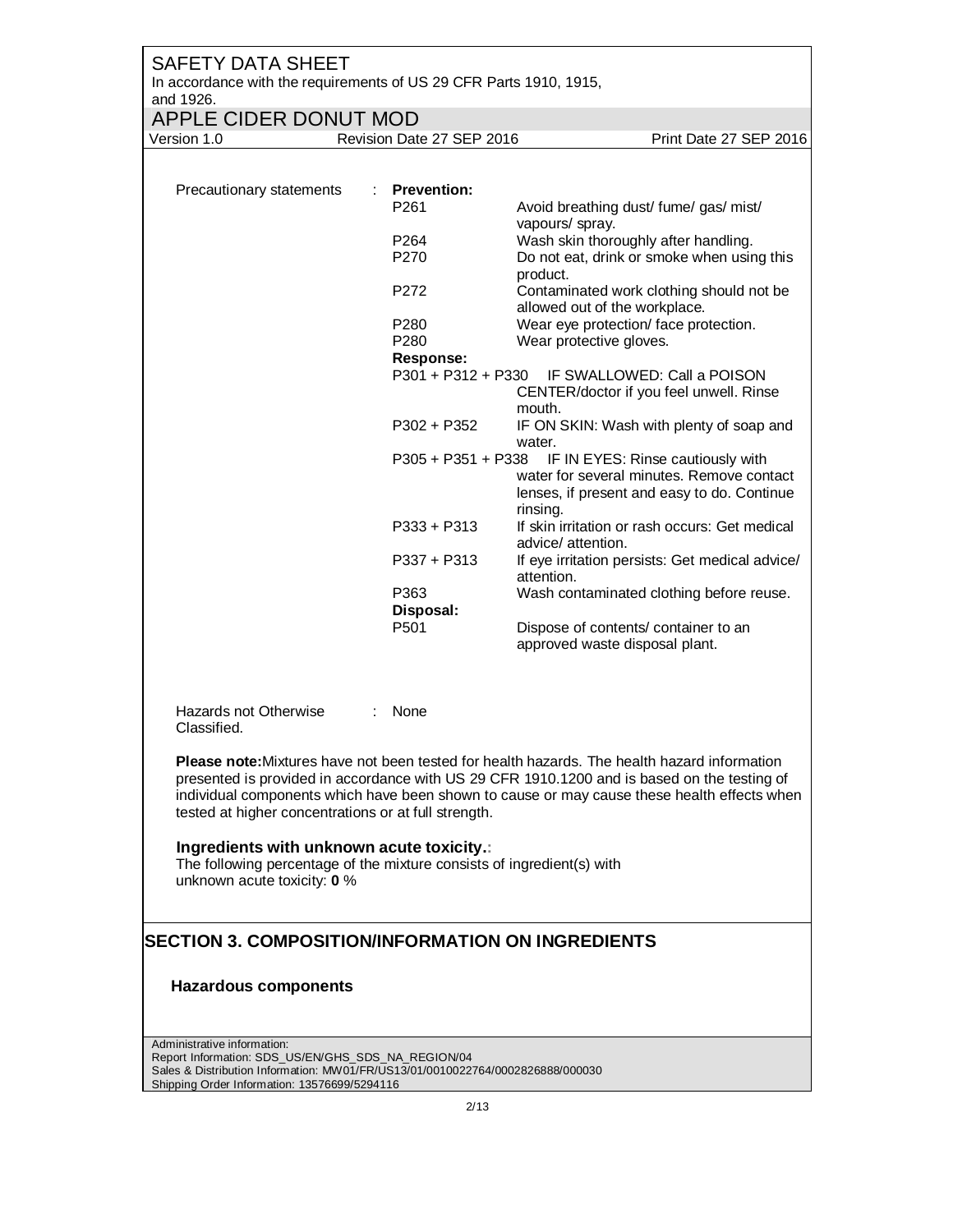Precautionary statements : **Prevention:**

| | |
|---|---|
| P261 | Avoid breathing dust/ fume/ gas/ mist/ vapours/ spray. |
| P264 | Wash skin thoroughly after handling. |
| P270 | Do not eat, drink or smoke when using this product. |
| P272 | Contaminated work clothing should not be allowed out of the workplace. |
| P280 | Wear eye protection/ face protection. |
| P280 | Wear protective gloves. |

**Response:**

| | |
|---|---|
| P301 + P312 + P330 | IF SWALLOWED: Call a POISON CENTER/doctor if you feel unwell. Rinse mouth. |
| P302 + P352 | IF ON SKIN: Wash with plenty of soap and water. |
| P305 + P351 + P338 | IF IN EYES: Rinse cautiously with water for several minutes. Remove contact lenses, if present and easy to do. Continue rinsing. |
| P333 + P313 | If skin irritation or rash occurs: Get medical advice/ attention. |
| P337 + P313 | If eye irritation persists: Get medical advice/ attention. |
| P363 | Wash contaminated clothing before reuse. |

**Disposal:**

| | |
|---|---|
| P501 | Dispose of contents/ container to an approved waste disposal plant. |

Hazards not Otherwise Classified. : None

**Please note:**Mixtures have not been tested for health hazards. The health hazard information presented is provided in accordance with US 29 CFR 1910.1200 and is based on the testing of individual components which have been shown to cause or may cause these health effects when tested at higher concentrations or at full strength.

**Ingredients with unknown acute toxicity.:**
The following percentage of the mixture consists of ingredient(s) with unknown acute toxicity: **0** %

## SECTION 3. COMPOSITION/INFORMATION ON INGREDIENTS

### Hazardous components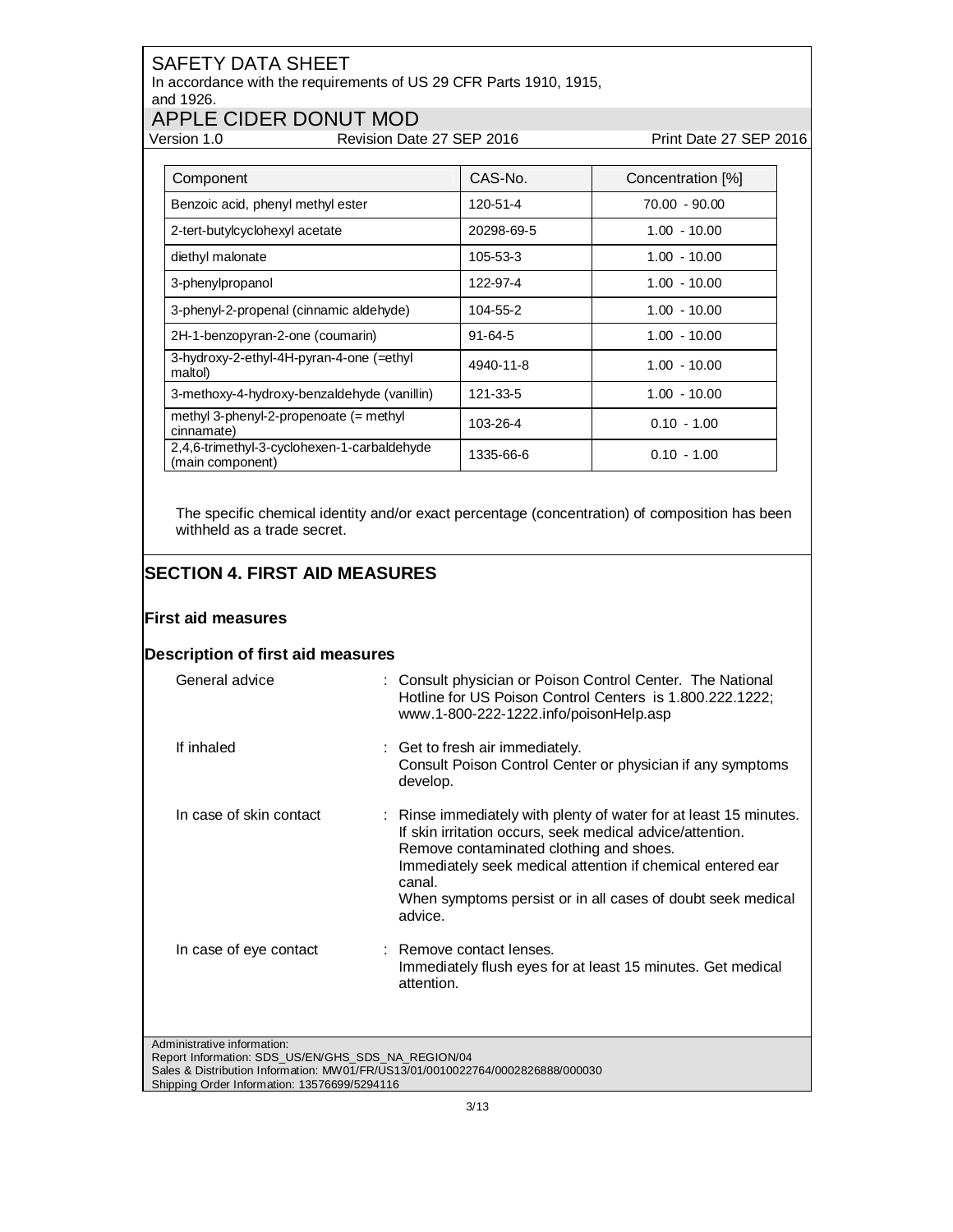| Component | CAS-No. | Concentration [%] |
|---|---|---|
| Benzoic acid, phenyl methyl ester | 120-51-4 | 70.00 - 90.00 |
| 2-tert-butylcyclohexyl acetate | 20298-69-5 | 1.00 - 10.00 |
| diethyl malonate | 105-53-3 | 1.00 - 10.00 |
| 3-phenylpropanol | 122-97-4 | 1.00 - 10.00 |
| 3-phenyl-2-propenal (cinnamic aldehyde) | 104-55-2 | 1.00 - 10.00 |
| 2H-1-benzopyran-2-one (coumarin) | 91-64-5 | 1.00 - 10.00 |
| 3-hydroxy-2-ethyl-4H-pyran-4-one (=ethyl maltol) | 4940-11-8 | 1.00 - 10.00 |
| 3-methoxy-4-hydroxy-benzaldehyde (vanillin) | 121-33-5 | 1.00 - 10.00 |
| methyl 3-phenyl-2-propenoate (= methyl cinnamate) | 103-26-4 | 0.10 - 1.00 |
| 2,4,6-trimethyl-3-cyclohexen-1-carbaldehyde (main component) | 1335-66-6 | 0.10 - 1.00 |

The specific chemical identity and/or exact percentage (concentration) of composition has been withheld as a trade secret.

## SECTION 4. FIRST AID MEASURES

### First aid measures

### Description of first aid measures

General advice : Consult physician or Poison Control Center. The National Hotline for US Poison Control Centers is 1.800.222.1222; www.1-800-222-1222.info/poisonHelp.asp

If inhaled : Get to fresh air immediately.
Consult Poison Control Center or physician if any symptoms develop.

In case of skin contact : Rinse immediately with plenty of water for at least 15 minutes.
If skin irritation occurs, seek medical advice/attention.
Remove contaminated clothing and shoes.
Immediately seek medical attention if chemical entered ear canal.
When symptoms persist or in all cases of doubt seek medical advice.

In case of eye contact : Remove contact lenses.
Immediately flush eyes for at least 15 minutes. Get medical attention.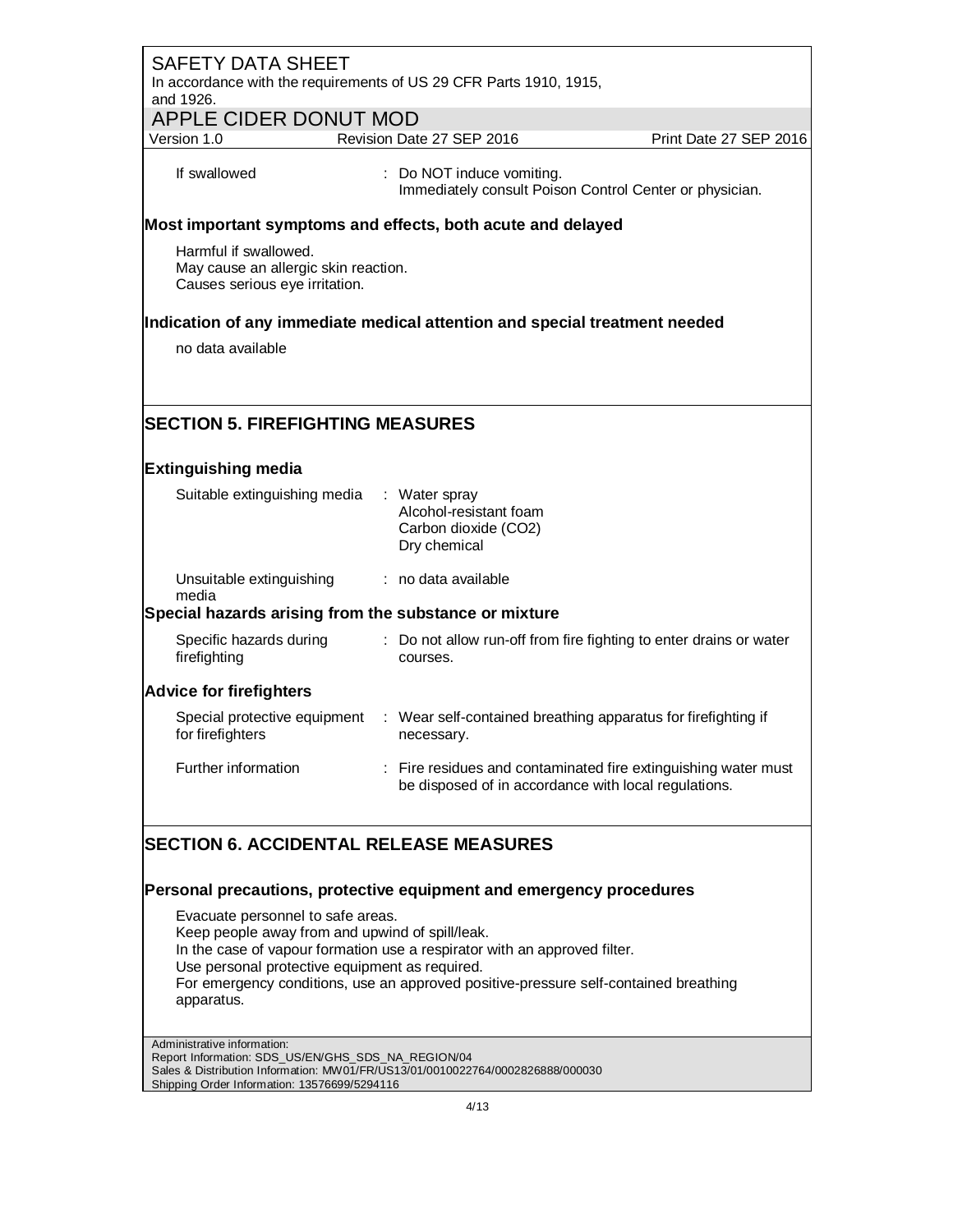If swallowed : Do NOT induce vomiting.
Immediately consult Poison Control Center or physician.

### Most important symptoms and effects, both acute and delayed

Harmful if swallowed.
May cause an allergic skin reaction.
Causes serious eye irritation.

### Indication of any immediate medical attention and special treatment needed

no data available

## SECTION 5. FIREFIGHTING MEASURES

### Extinguishing media

| | |
|---|---|
| Suitable extinguishing media | : Water spray<br>Alcohol-resistant foam<br>Carbon dioxide ($CO_2$)<br>Dry chemical |
| Unsuitable extinguishing media | : no data available |

### Special hazards arising from the substance or mixture

| | |
|---|---|
| Specific hazards during firefighting | : Do not allow run-off from fire fighting to enter drains or water courses. |

### Advice for firefighters

| | |
|---|---|
| Special protective equipment for firefighters | : Wear self-contained breathing apparatus for firefighting if necessary. |
| Further information | : Fire residues and contaminated fire extinguishing water must be disposed of in accordance with local regulations. |

## SECTION 6. ACCIDENTAL RELEASE MEASURES

### Personal precautions, protective equipment and emergency procedures

Evacuate personnel to safe areas.
Keep people away from and upwind of spill/leak.
In the case of vapour formation use a respirator with an approved filter.
Use personal protective equipment as required.
For emergency conditions, use an approved positive-pressure self-contained breathing apparatus.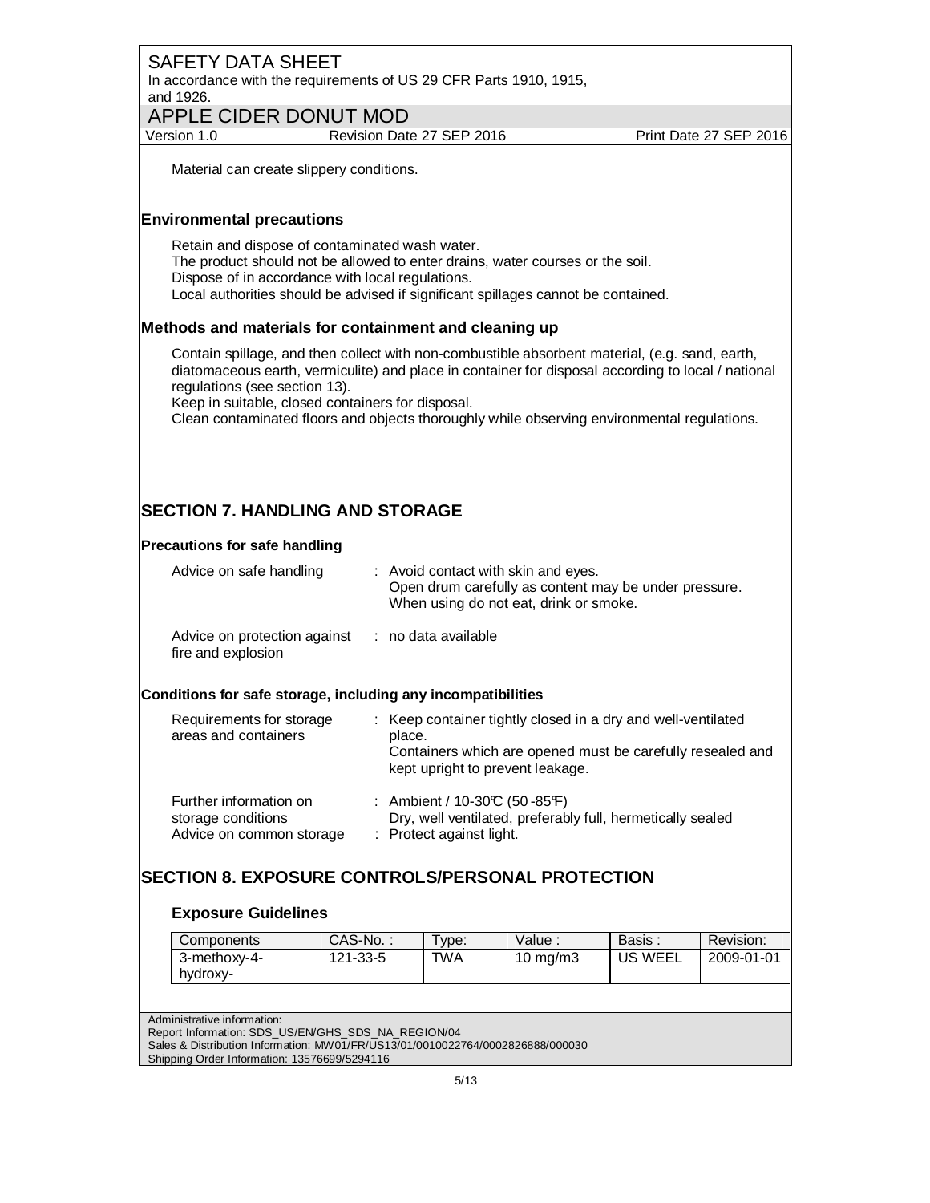Material can create slippery conditions.

**Environmental precautions**

Retain and dispose of contaminated wash water.
The product should not be allowed to enter drains, water courses or the soil.
Dispose of in accordance with local regulations.
Local authorities should be advised if significant spillages cannot be contained.

**Methods and materials for containment and cleaning up**

Contain spillage, and then collect with non-combustible absorbent material, (e.g. sand, earth, diatomaceous earth, vermiculite) and place in container for disposal according to local / national regulations (see section 13).
Keep in suitable, closed containers for disposal.
Clean contaminated floors and objects thoroughly while observing environmental regulations.

## SECTION 7. HANDLING AND STORAGE

**Precautions for safe handling**

Advice on safe handling : Avoid contact with skin and eyes.
Open drum carefully as content may be under pressure.
When using do not eat, drink or smoke.

Advice on protection against fire and explosion : no data available

**Conditions for safe storage, including any incompatibilities**

Requirements for storage areas and containers : Keep container tightly closed in a dry and well-ventilated place.
Containers which are opened must be carefully resealed and kept upright to prevent leakage.

Further information on storage conditions : Ambient / 10-30℃ (50-85℉)
Dry, well ventilated, preferably full, hermetically sealed

Advice on common storage : Protect against light.

## SECTION 8. EXPOSURE CONTROLS/PERSONAL PROTECTION

### Exposure Guidelines

| Components | CAS-No. : | Type: | Value : | Basis : | Revision: |
|---|---|---|---|---|---|
| 3-methoxy-4-hydroxy- | 121-33-5 | TWA | 10 mg/m3 | US WEEL | 2009-01-01 |

Administrative information:
Report Information: SDS_US/EN/GHS_SDS_NA_REGION/04
Sales & Distribution Information: MW01/FR/US13/01/0010022764/0002826888/000030
Shipping Order Information: 13576699/5294116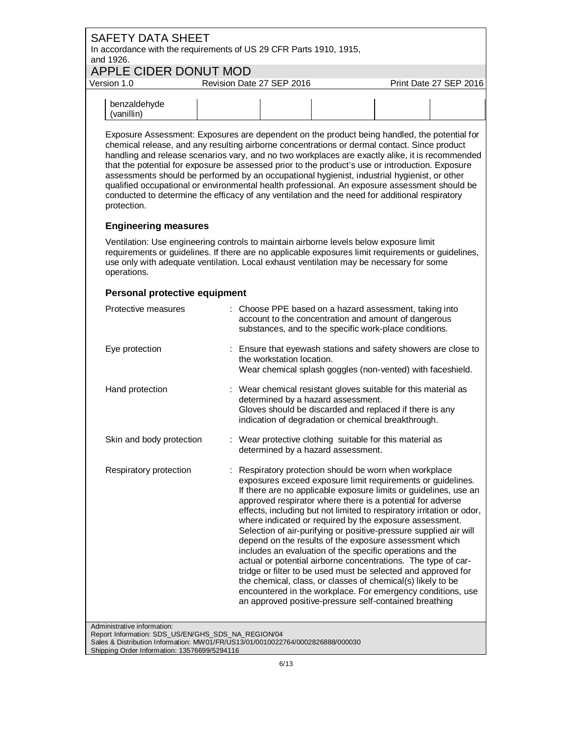| benzaldehyde (vanillin) | | | | | |
|---|---|---|---|---|---|

Exposure Assessment: Exposures are dependent on the product being handled, the potential for chemical release, and any resulting airborne concentrations or dermal contact. Since product handling and release scenarios vary, and no two workplaces are exactly alike, it is recommended that the potential for exposure be assessed prior to the product's use or introduction. Exposure assessments should be performed by an occupational hygienist, industrial hygienist, or other qualified occupational or environmental health professional. An exposure assessment should be conducted to determine the efficacy of any ventilation and the need for additional respiratory protection.

### Engineering measures

Ventilation: Use engineering controls to maintain airborne levels below exposure limit requirements or guidelines. If there are no applicable exposures limit requirements or guidelines, use only with adequate ventilation. Local exhaust ventilation may be necessary for some operations.

### Personal protective equipment

Protective measures : Choose PPE based on a hazard assessment, taking into account to the concentration and amount of dangerous substances, and to the specific work-place conditions.

Eye protection : Ensure that eyewash stations and safety showers are close to the workstation location.
Wear chemical splash goggles (non-vented) with faceshield.

Hand protection : Wear chemical resistant gloves suitable for this material as determined by a hazard assessment.
Gloves should be discarded and replaced if there is any indication of degradation or chemical breakthrough.

Skin and body protection : Wear protective clothing suitable for this material as determined by a hazard assessment.

Respiratory protection : Respiratory protection should be worn when workplace exposures exceed exposure limit requirements or guidelines. If there are no applicable exposure limits or guidelines, use an approved respirator where there is a potential for adverse effects, including but not limited to respiratory irritation or odor, where indicated or required by the exposure assessment. Selection of air-purifying or positive-pressure supplied air will depend on the results of the exposure assessment which includes an evaluation of the specific operations and the actual or potential airborne concentrations. The type of cartridge or filter to be used must be selected and approved for the chemical, class, or classes of chemical(s) likely to be encountered in the workplace. For emergency conditions, use an approved positive-pressure self-contained breathing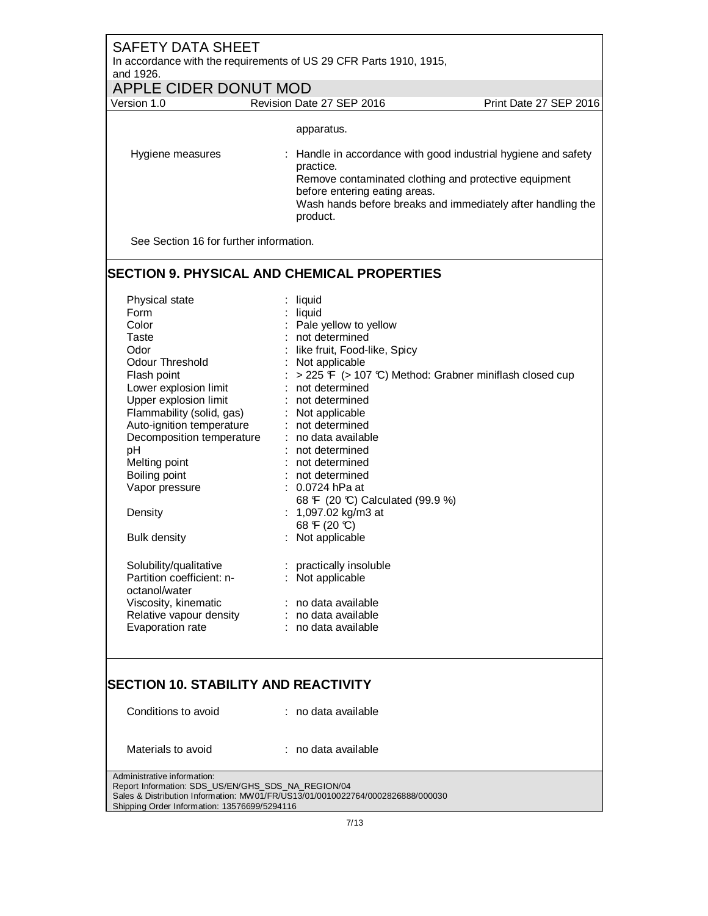apparatus.

| | | |
|---|---|---|
| Hygiene measures | : | Handle in accordance with good industrial hygiene and safety practice.<br>Remove contaminated clothing and protective equipment before entering eating areas.<br>Wash hands before breaks and immediately after handling the product. |

See Section 16 for further information.

## SECTION 9. PHYSICAL AND CHEMICAL PROPERTIES

| | | |
|---|---|---|
| Physical state | : | liquid |
| Form | : | liquid |
| Color | : | Pale yellow to yellow |
| Taste | : | not determined |
| Odor | : | like fruit, Food-like, Spicy |
| Odour Threshold | : | Not applicable |
| Flash point | : | > 225 °F (> 107 °C) Method: Grabner miniflash closed cup |
| Lower explosion limit | : | not determined |
| Upper explosion limit | : | not determined |
| Flammability (solid, gas) | : | Not applicable |
| Auto-ignition temperature | : | not determined |
| Decomposition temperature | : | no data available |
| pH | : | not determined |
| Melting point | : | not determined |
| Boiling point | : | not determined |
| Vapor pressure | : | 0.0724 hPa at 68 °F (20 °C) Calculated (99.9 %) |
| Density | : | 1,097.02 kg/m3 at 68 °F (20 °C) |
| Bulk density | : | Not applicable |
| Solubility/qualitative | : | practically insoluble |
| Partition coefficient: n-octanol/water | : | Not applicable |
| Viscosity, kinematic | : | no data available |
| Relative vapour density | : | no data available |
| Evaporation rate | : | no data available |

## SECTION 10. STABILITY AND REACTIVITY

| | | |
|---|---|---|
| Conditions to avoid | : | no data available |
| Materials to avoid | : | no data available |

Administrative information:
Report Information: SDS_US/EN/GHS_SDS_NA_REGION/04
Sales & Distribution Information: MW01/FR/US13/01/0010022764/0002826888/000030
Shipping Order Information: 13576699/5294116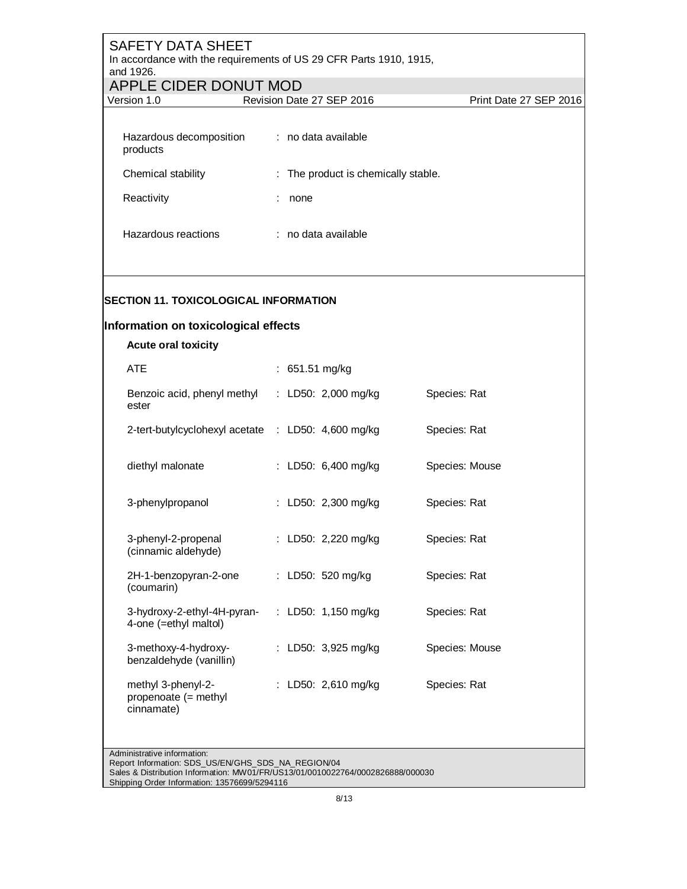| | | |
|---|---|---|
| Hazardous decomposition products | : no data available | |
| Chemical stability | : The product is chemically stable. | |
| Reactivity | : none | |
| Hazardous reactions | : no data available | |

## SECTION 11. TOXICOLOGICAL INFORMATION

### Information on toxicological effects

**Acute oral toxicity**

| | | |
|---|---|---|
| ATE | : 651.51 mg/kg | |
| Benzoic acid, phenyl methyl ester | : LD50: 2,000 mg/kg | Species: Rat |
| 2-tert-butylcyclohexyl acetate | : LD50: 4,600 mg/kg | Species: Rat |
| diethyl malonate | : LD50: 6,400 mg/kg | Species: Mouse |
| 3-phenylpropanol | : LD50: 2,300 mg/kg | Species: Rat |
| 3-phenyl-2-propenal (cinnamic aldehyde) | : LD50: 2,220 mg/kg | Species: Rat |
| 2H-1-benzopyran-2-one (coumarin) | : LD50: 520 mg/kg | Species: Rat |
| 3-hydroxy-2-ethyl-4H-pyran-4-one (=ethyl maltol) | : LD50: 1,150 mg/kg | Species: Rat |
| 3-methoxy-4-hydroxy-benzaldehyde (vanillin) | : LD50: 3,925 mg/kg | Species: Mouse |
| methyl 3-phenyl-2-propenoate (= methyl cinnamate) | : LD50: 2,610 mg/kg | Species: Rat |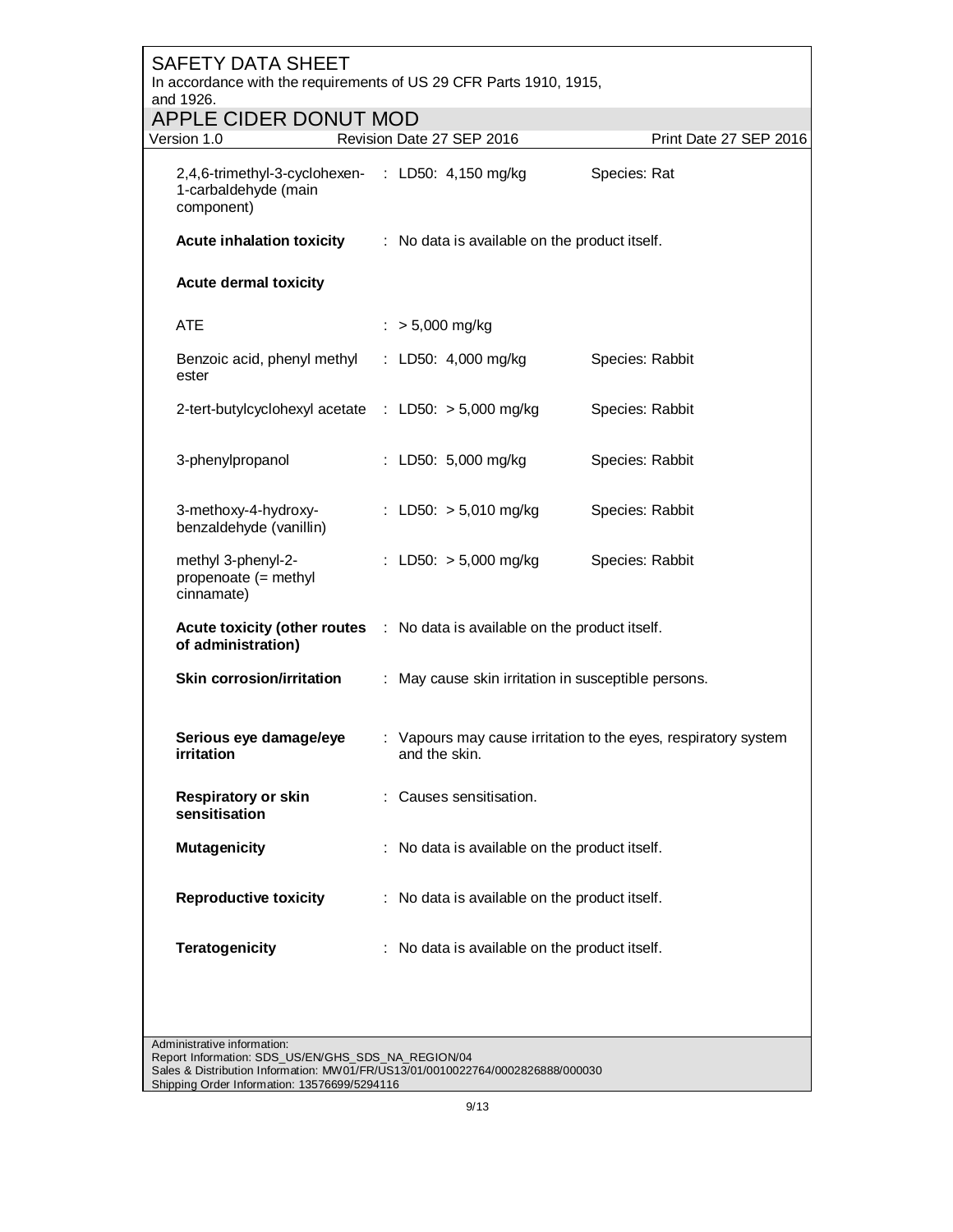| | | |
|---|---|---|
| 2,4,6-trimethyl-3-cyclohexen-1-carbaldehyde (main component) | : LD50: 4,150 mg/kg | Species: Rat |

**Acute inhalation toxicity** : No data is available on the product itself.

**Acute dermal toxicity**

| | | |
|---|---|---|
| ATE | : > 5,000 mg/kg | |
| Benzoic acid, phenyl methyl ester | : LD50: 4,000 mg/kg | Species: Rabbit |
| 2-tert-butylcyclohexyl acetate | : LD50: > 5,000 mg/kg | Species: Rabbit |
| 3-phenylpropanol | : LD50: 5,000 mg/kg | Species: Rabbit |
| 3-methoxy-4-hydroxy-benzaldehyde (vanillin) | : LD50: > 5,010 mg/kg | Species: Rabbit |
| methyl 3-phenyl-2-propenoate (= methyl cinnamate) | : LD50: > 5,000 mg/kg | Species: Rabbit |

**Acute toxicity (other routes of administration)** : No data is available on the product itself.

**Skin corrosion/irritation** : May cause skin irritation in susceptible persons.

**Serious eye damage/eye irritation** : Vapours may cause irritation to the eyes, respiratory system and the skin.

**Respiratory or skin sensitisation** : Causes sensitisation.

**Mutagenicity** : No data is available on the product itself.

**Reproductive toxicity** : No data is available on the product itself.

**Teratogenicity** : No data is available on the product itself.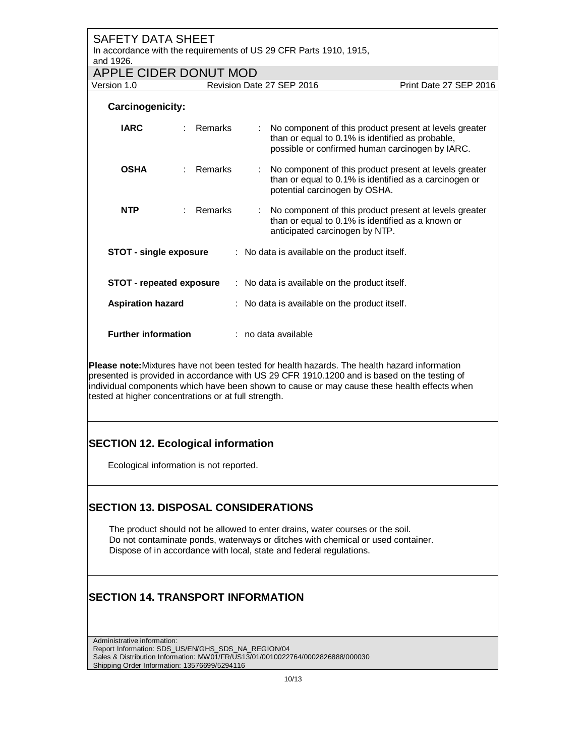**Carcinogenicity:**

| | | | |
|---|---|---|---|
| **IARC** | : Remarks | : | No component of this product present at levels greater than or equal to 0.1% is identified as probable, possible or confirmed human carcinogen by IARC. |
| **OSHA** | : Remarks | : | No component of this product present at levels greater than or equal to 0.1% is identified as a carcinogen or potential carcinogen by OSHA. |
| **NTP** | : Remarks | : | No component of this product present at levels greater than or equal to 0.1% is identified as a known or anticipated carcinogen by NTP. |

**STOT - single exposure** : No data is available on the product itself.

**STOT - repeated exposure** : No data is available on the product itself.

**Aspiration hazard** : No data is available on the product itself.

**Further information** : no data available

**Please note:** Mixtures have not been tested for health hazards. The health hazard information presented is provided in accordance with US 29 CFR 1910.1200 and is based on the testing of individual components which have been shown to cause or may cause these health effects when tested at higher concentrations or at full strength.

## SECTION 12. Ecological information

Ecological information is not reported.

## SECTION 13. DISPOSAL CONSIDERATIONS

The product should not be allowed to enter drains, water courses or the soil.
Do not contaminate ponds, waterways or ditches with chemical or used container.
Dispose of in accordance with local, state and federal regulations.

## SECTION 14. TRANSPORT INFORMATION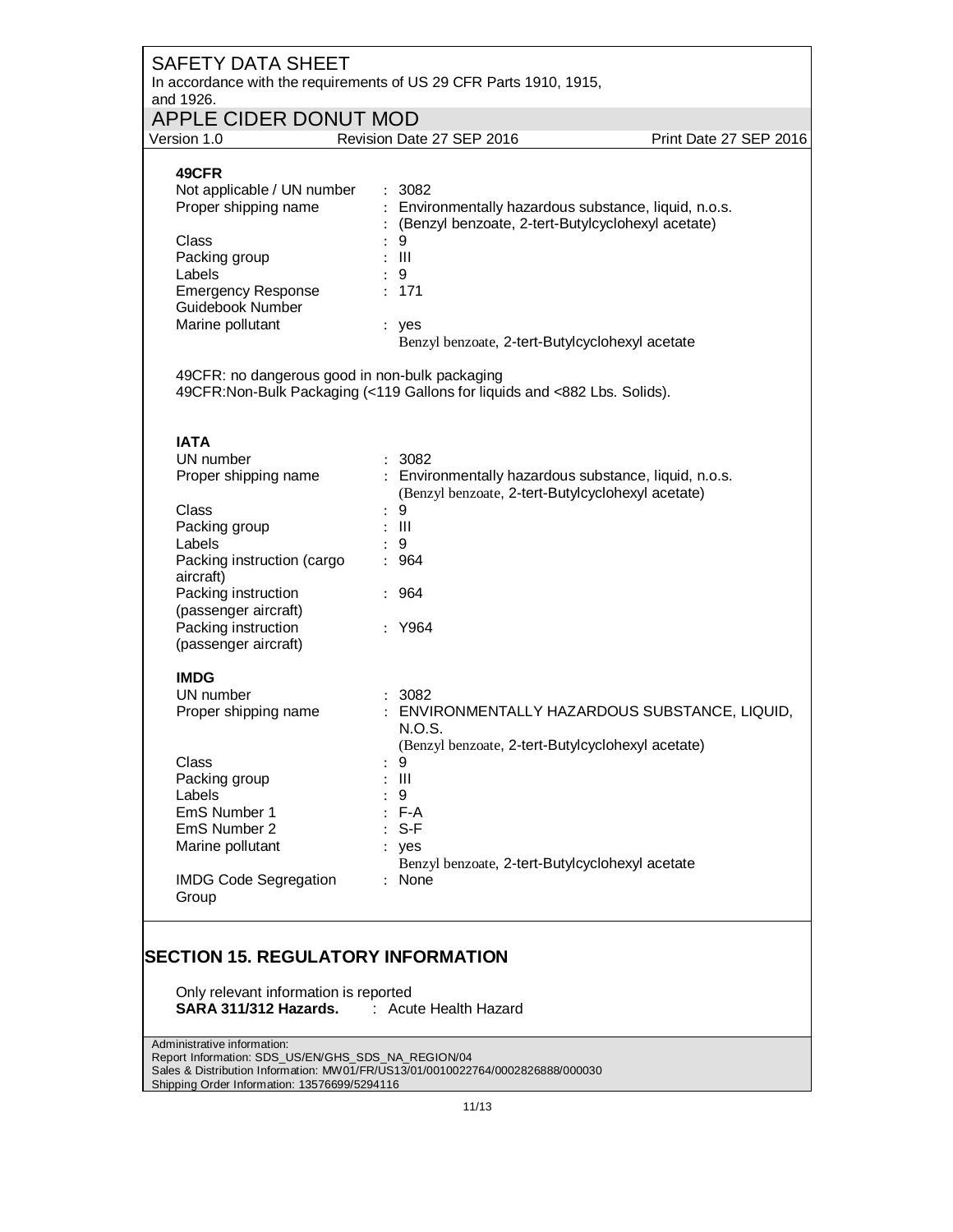**49CFR**

| | |
|---|---|
| Not applicable / UN number | : 3082 |
| Proper shipping name | : Environmentally hazardous substance, liquid, n.o.s. |
| | : (Benzyl benzoate, 2-tert-Butylcyclohexyl acetate) |
| Class | : 9 |
| Packing group | : III |
| Labels | : 9 |
| Emergency Response Guidebook Number | : 171 |
| Marine pollutant | : yes<br>Benzyl benzoate, 2-tert-Butylcyclohexyl acetate |

49CFR: no dangerous good in non-bulk packaging
49CFR:Non-Bulk Packaging (<119 Gallons for liquids and <882 Lbs. Solids).

**IATA**

| | |
|---|---|
| UN number | : 3082 |
| Proper shipping name | : Environmentally hazardous substance, liquid, n.o.s.<br>(Benzyl benzoate, 2-tert-Butylcyclohexyl acetate) |
| Class | : 9 |
| Packing group | : III |
| Labels | : 9 |
| Packing instruction (cargo aircraft) | : 964 |
| Packing instruction (passenger aircraft) | : 964 |
| Packing instruction (passenger aircraft) | : Y964 |

**IMDG**

| | |
|---|---|
| UN number | : 3082 |
| Proper shipping name | : ENVIRONMENTALLY HAZARDOUS SUBSTANCE, LIQUID, N.O.S.<br>(Benzyl benzoate, 2-tert-Butylcyclohexyl acetate) |
| Class | : 9 |
| Packing group | : III |
| Labels | : 9 |
| EmS Number 1 | : F-A |
| EmS Number 2 | : S-F |
| Marine pollutant | : yes<br>Benzyl benzoate, 2-tert-Butylcyclohexyl acetate |
| IMDG Code Segregation Group | : None |

## SECTION 15. REGULATORY INFORMATION

Only relevant information is reported
**SARA 311/312 Hazards.** : Acute Health Hazard

Administrative information:
Report Information: SDS_US/EN/GHS_SDS_NA_REGION/04
Sales & Distribution Information: MW01/FR/US13/01/0010022764/0002826888/000030
Shipping Order Information: 13576699/5294116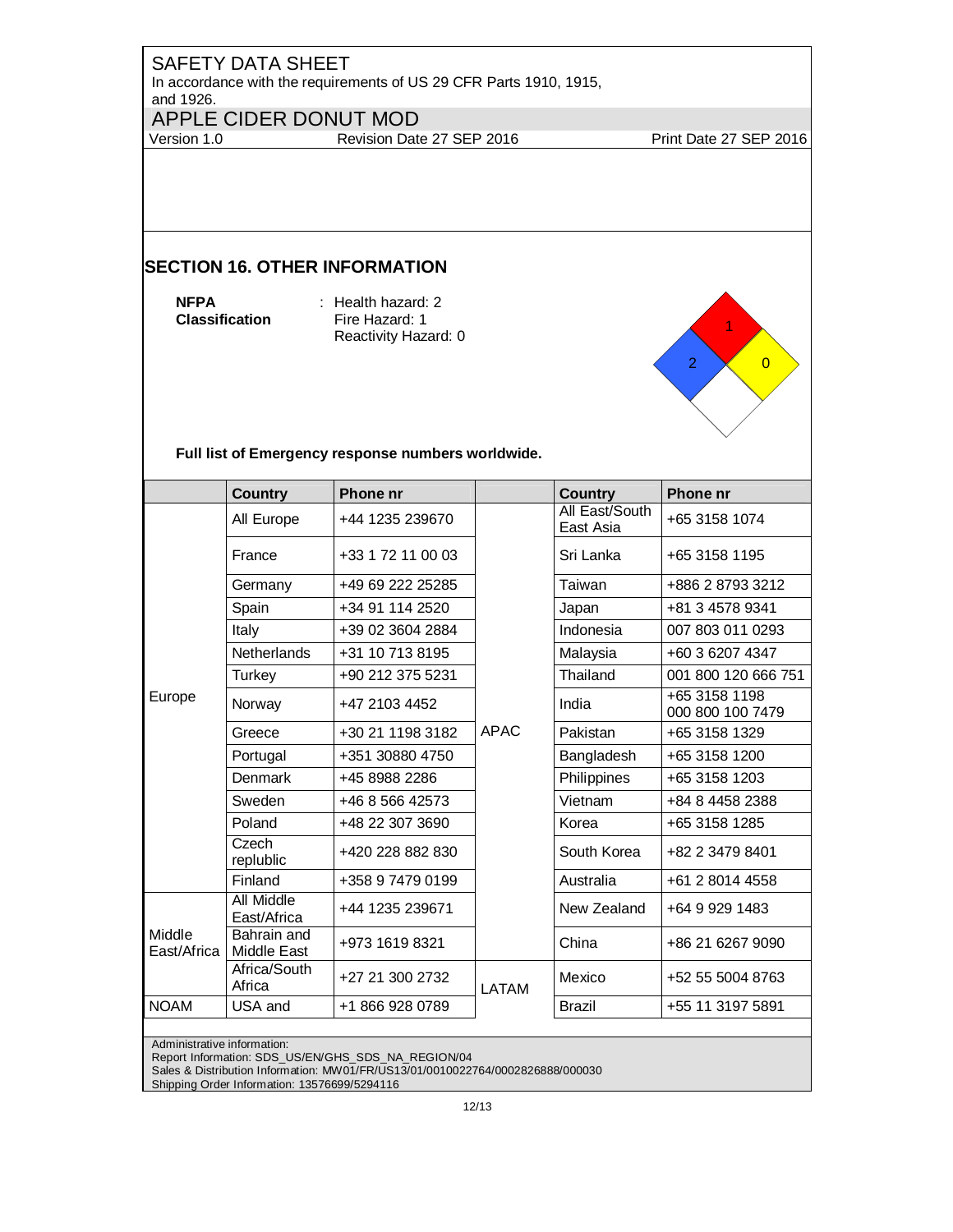SAFETY DATA SHEET
In accordance with the requirements of US 29 CFR Parts 1910, 1915, and 1926.

APPLE CIDER DONUT MOD

Version 1.0 Revision Date 27 SEP 2016 Print Date 27 SEP 2016

## SECTION 16. OTHER INFORMATION

**NFPA Classification** : Health hazard: 2
Fire Hazard: 1
Reactivity Hazard: 0

**Full list of Emergency response numbers worldwide.**

| | Country | Phone nr | | Country | Phone nr |
|---|---|---|---|---|---|
| Europe | All Europe | +44 1235 239670 | APAC | All East/South East Asia | +65 3158 1074 |
| | France | +33 1 72 11 00 03 | | Sri Lanka | +65 3158 1195 |
| | Germany | +49 69 222 25285 | | Taiwan | +886 2 8793 3212 |
| | Spain | +34 91 114 2520 | | Japan | +81 3 4578 9341 |
| | Italy | +39 02 3604 2884 | | Indonesia | 007 803 011 0293 |
| | Netherlands | +31 10 713 8195 | | Malaysia | +60 3 6207 4347 |
| | Turkey | +90 212 375 5231 | | Thailand | 001 800 120 666 751 |
| | Norway | +47 2103 4452 | | India | +65 3158 1198<br>000 800 100 7479 |
| | Greece | +30 21 1198 3182 | | Pakistan | +65 3158 1329 |
| | Portugal | +351 30880 4750 | | Bangladesh | +65 3158 1200 |
| | Denmark | +45 8988 2286 | | Philippines | +65 3158 1203 |
| | Sweden | +46 8 566 42573 | | Vietnam | +84 8 4458 2388 |
| | Poland | +48 22 307 3690 | | Korea | +65 3158 1285 |
| | Czech replublic | +420 228 882 830 | | South Korea | +82 2 3479 8401 |
| | Finland | +358 9 7479 0199 | | Australia | +61 2 8014 4558 |
| Middle East/Africa | All Middle East/Africa | +44 1235 239671 | | New Zealand | +64 9 929 1483 |
| | Bahrain and Middle East | +973 1619 8321 | | China | +86 21 6267 9090 |
| | Africa/South Africa | +27 21 300 2732 | LATAM | Mexico | +52 55 5004 8763 |
| NOAM | USA and | +1 866 928 0789 | | Brazil | +55 11 3197 5891 |

Administrative information:
Report Information: SDS_US/EN/GHS_SDS_NA_REGION/04
Sales & Distribution Information: MW01/FR/US13/01/0010022764/0002826888/000030
Shipping Order Information: 13576699/5294116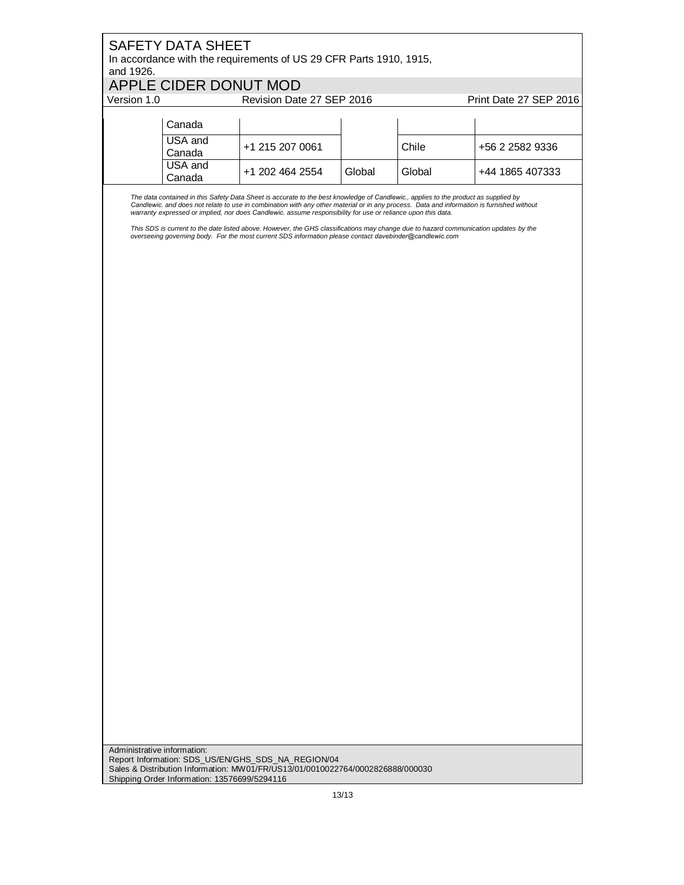| | | | | | |
|---|---|---|---|---|---|
| | Canada | | | | |
| | USA and Canada | +1 215 207 0061 | | Chile | +56 2 2582 9336 |
| | USA and Canada | +1 202 464 2554 | Global | Global | +44 1865 407333 |

*The data contained in this Safety Data Sheet is accurate to the best knowledge of Candlewic., applies to the product as supplied by Candlewic. and does not relate to use in combination with any other material or in any process. Data and information is furnished without warranty expressed or implied, nor does Candlewic. assume responsibility for use or reliance upon this data.*

*This SDS is current to the date listed above. However, the GHS classifications may change due to hazard communication updates by the overseeing governing body. For the most current SDS information please contact davebinder@candlewic.com*

Administrative information:
Report Information: SDS_US/EN/GHS_SDS_NA_REGION/04
Sales & Distribution Information: MW01/FR/US13/01/0010022764/0002826888/000030
Shipping Order Information: 13576699/5294116